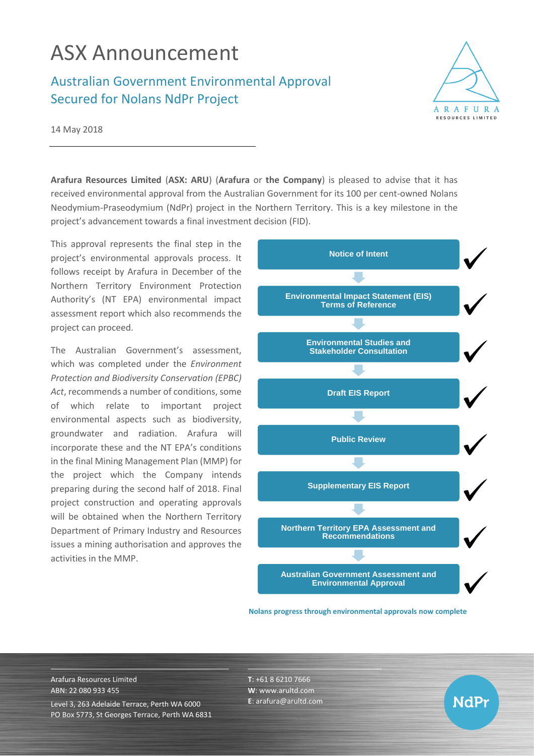# ASX Announcement

## Australian Government Environmental Approval Secured for Nolans NdPr Project

14 May 2018

**Arafura Resources Limited** (**ASX: ARU**) (**Arafura** or **the Company**) is pleased to advise that it has received environmental approval from the Australian Government for its 100 per cent-owned Nolans Neodymium-Praseodymium (NdPr) project in the Northern Territory. This is a key milestone in the project's advancement towards a final investment decision (FID).

This approval represents the final step in the project's environmental approvals process. It follows receipt by Arafura in December of the Northern Territory Environment Protection Authority's (NT EPA) environmental impact assessment report which also recommends the project can proceed.

The Australian Government's assessment, which was completed under the *Environment Protection and Biodiversity Conservation (EPBC) Act*, recommends a number of conditions, some of which relate to important project environmental aspects such as biodiversity, groundwater and radiation. Arafura will incorporate these and the NT EPA's conditions in the final Mining Management Plan (MMP) for the project which the Company intends preparing during the second half of 2018. Final project construction and operating approvals will be obtained when the Northern Territory Department of Primary Industry and Resources issues a mining authorisation and approves the activities in the MMP.

- **Notice of Intent** ✓
- **Environmental Impact Statement (EIS) Terms of Reference** ✓
- **Environmental Studies and Stakeholder Consultation** ✓
- **Draft EIS Report** ✓
- **Public Review** ✓
- **Supplementary EIS Report** ✓
- **Northern Territory EPA Assessment and Recommendations** ✓
- **Australian Government Assessment and Environmental Approval** ✓

**Nolans progress through environmental approvals now complete**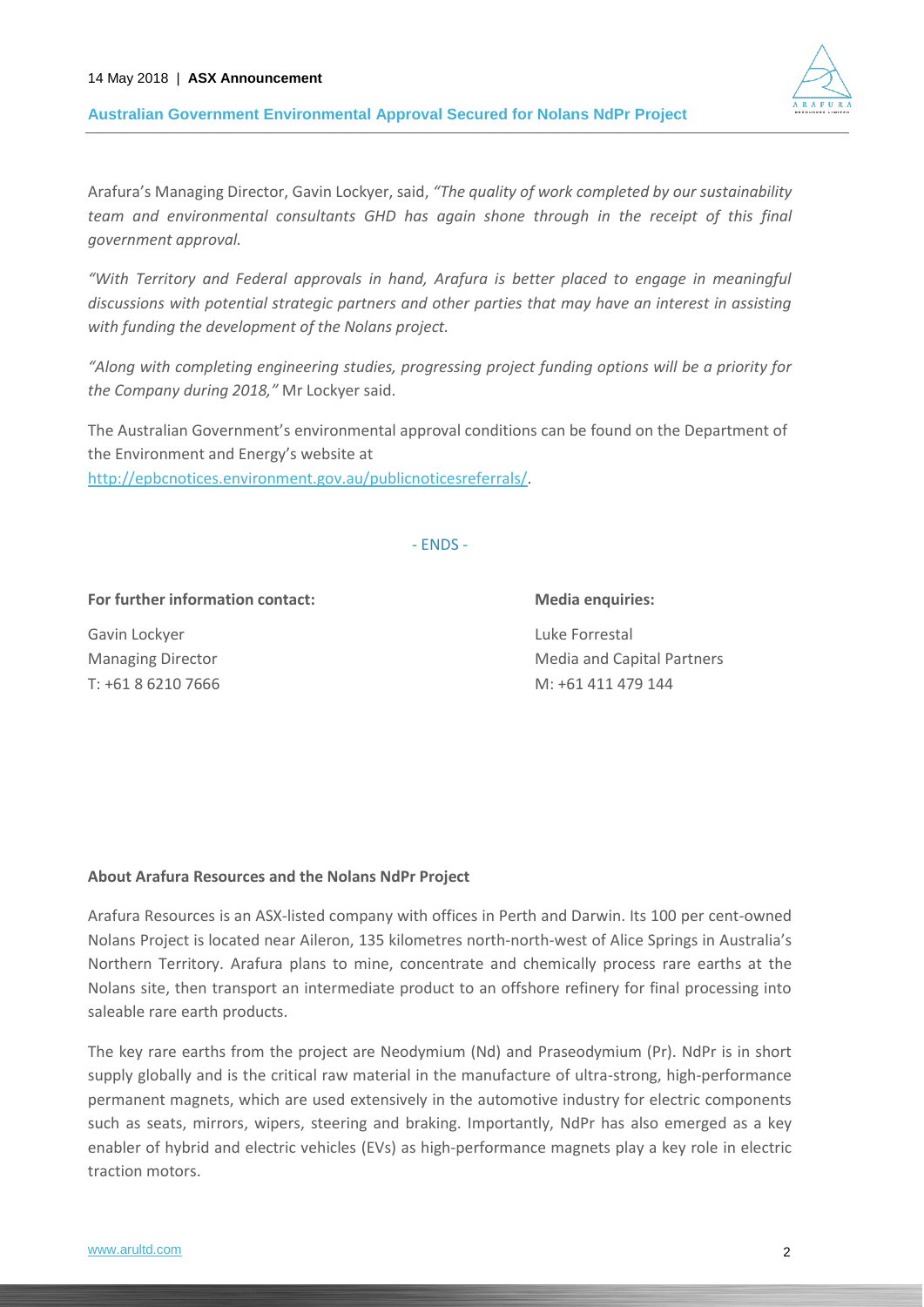Arafura's Managing Director, Gavin Lockyer, said, *"The quality of work completed by our sustainability team and environmental consultants GHD has again shone through in the receipt of this final government approval.*

*"With Territory and Federal approvals in hand, Arafura is better placed to engage in meaningful discussions with potential strategic partners and other parties that may have an interest in assisting with funding the development of the Nolans project.*

*"Along with completing engineering studies, progressing project funding options will be a priority for the Company during 2018,"* Mr Lockyer said.

The Australian Government's environmental approval conditions can be found on the Department of the Environment and Energy's website at http://epbcnotices.environment.gov.au/publicnoticesreferrals/.

- ENDS -

**For further information contact:**

Gavin Lockyer
Managing Director
T: +61 8 6210 7666

**Media enquiries:**

Luke Forrestal
Media and Capital Partners
M: +61 411 479 144

**About Arafura Resources and the Nolans NdPr Project**

Arafura Resources is an ASX-listed company with offices in Perth and Darwin. Its 100 per cent-owned Nolans Project is located near Aileron, 135 kilometres north-north-west of Alice Springs in Australia's Northern Territory. Arafura plans to mine, concentrate and chemically process rare earths at the Nolans site, then transport an intermediate product to an offshore refinery for final processing into saleable rare earth products.

The key rare earths from the project are Neodymium (Nd) and Praseodymium (Pr). NdPr is in short supply globally and is the critical raw material in the manufacture of ultra-strong, high-performance permanent magnets, which are used extensively in the automotive industry for electric components such as seats, mirrors, wipers, steering and braking. Importantly, NdPr has also emerged as a key enabler of hybrid and electric vehicles (EVs) as high-performance magnets play a key role in electric traction motors.